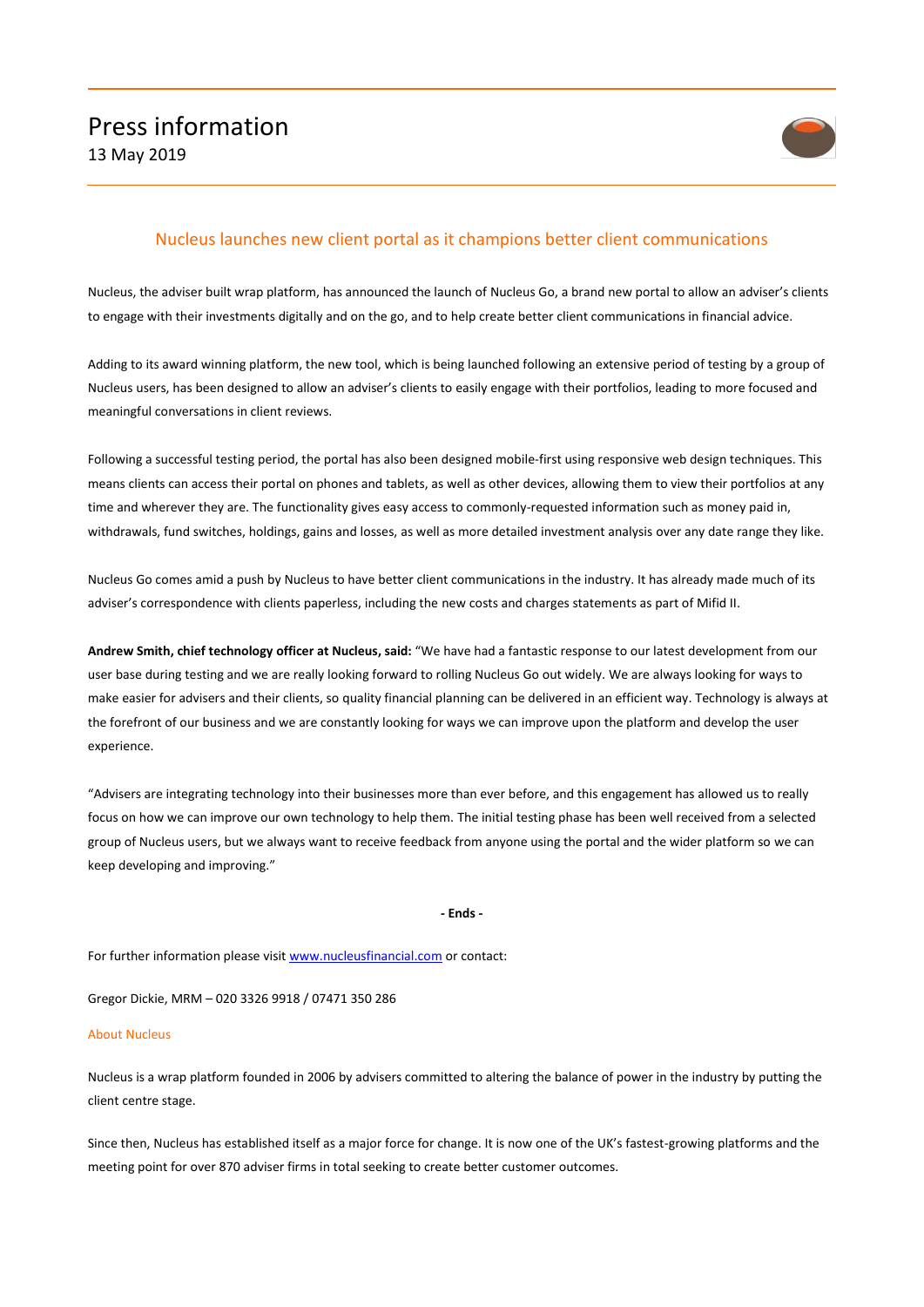# Press information

13 May 2019

## Nucleus launches new client portal as it champions better client communications

Nucleus, the adviser built wrap platform, has announced the launch of Nucleus Go, a brand new portal to allow an adviser's clients to engage with their investments digitally and on the go, and to help create better client communications in financial advice.

Adding to its award winning platform, the new tool, which is being launched following an extensive period of testing by a group of Nucleus users, has been designed to allow an adviser's clients to easily engage with their portfolios, leading to more focused and meaningful conversations in client reviews.

Following a successful testing period, the portal has also been designed mobile-first using responsive web design techniques. This means clients can access their portal on phones and tablets, as well as other devices, allowing them to view their portfolios at any time and wherever they are. The functionality gives easy access to commonly-requested information such as money paid in, withdrawals, fund switches, holdings, gains and losses, as well as more detailed investment analysis over any date range they like.

Nucleus Go comes amid a push by Nucleus to have better client communications in the industry. It has already made much of its adviser's correspondence with clients paperless, including the new costs and charges statements as part of Mifid II.

**Andrew Smith, chief technology officer at Nucleus, said:** "We have had a fantastic response to our latest development from our user base during testing and we are really looking forward to rolling Nucleus Go out widely. We are always looking for ways to make easier for advisers and their clients, so quality financial planning can be delivered in an efficient way. Technology is always at the forefront of our business and we are constantly looking for ways we can improve upon the platform and develop the user experience.

"Advisers are integrating technology into their businesses more than ever before, and this engagement has allowed us to really focus on how we can improve our own technology to help them. The initial testing phase has been well received from a selected group of Nucleus users, but we always want to receive feedback from anyone using the portal and the wider platform so we can keep developing and improving."

**- Ends -**

For further information please visit www.nucleusfinancial.com or contact:

Gregor Dickie, MRM – 020 3326 9918 / 07471 350 286

### About Nucleus

Nucleus is a wrap platform founded in 2006 by advisers committed to altering the balance of power in the industry by putting the client centre stage.

Since then, Nucleus has established itself as a major force for change. It is now one of the UK's fastest-growing platforms and the meeting point for over 870 adviser firms in total seeking to create better customer outcomes.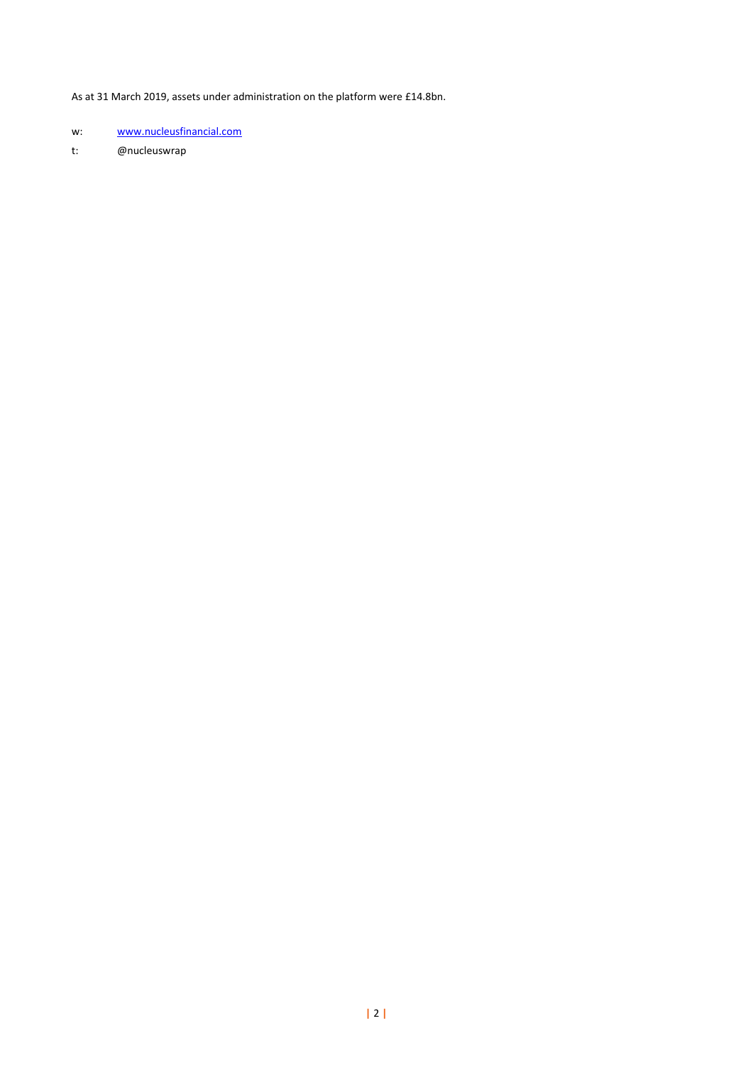As at 31 March 2019, assets under administration on the platform were £14.8bn.

w: [www.nucleusfinancial.com](http://www.nucleusfinancial.com)

t: @nucleuswrap